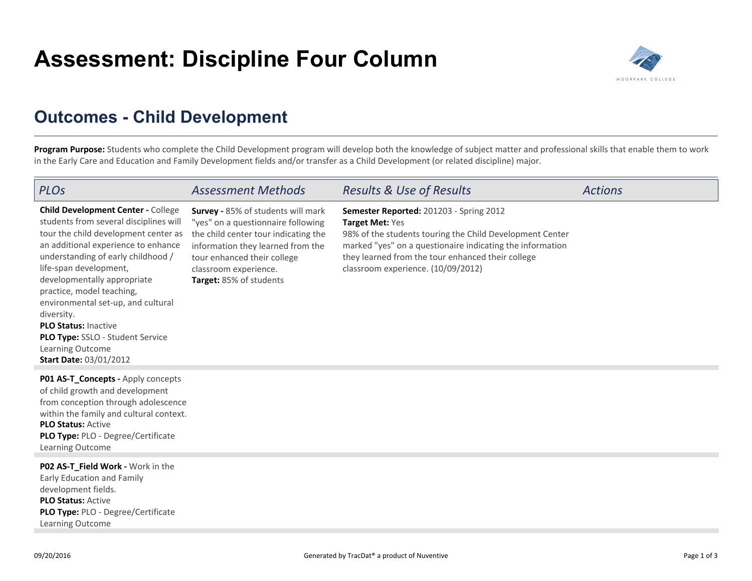# Assessment: Discipline Four Column

## Outcomes - Child Development

**Program Purpose:** Students who complete the Child Development program will develop both the knowledge of subject matter and professional skills that enable them to work in the Early Care and Education and Family Development fields and/or transfer as a Child Development (or related discipline) major.

| *PLOs* | *Assessment Methods* | *Results & Use of Results* | *Actions* |
|---|---|---|---|
| **Child Development Center -** College students from several disciplines will tour the child development center as an additional experience to enhance understanding of early childhood / life-span development, developmentally appropriate practice, model teaching, environmental set-up, and cultural diversity.<br>**PLO Status:** Inactive<br>**PLO Type:** SSLO - Student Service Learning Outcome<br>**Start Date:** 03/01/2012 | **Survey -** 85% of students will mark "yes" on a questionnaire following the child center tour indicating the information they learned from the tour enhanced their college classroom experience.<br>**Target:** 85% of students | **Semester Reported:** 201203 - Spring 2012<br>**Target Met:** Yes<br>98% of the students touring the Child Development Center marked "yes" on a questionaire indicating the information they learned from the tour enhanced their college classroom experience. (10/09/2012) | |
| **P01 AS-T_Concepts -** Apply concepts of child growth and development from conception through adolescence within the family and cultural context.<br>**PLO Status:** Active<br>**PLO Type:** PLO - Degree/Certificate Learning Outcome | | | |
| **P02 AS-T_Field Work -** Work in the Early Education and Family development fields.<br>**PLO Status:** Active<br>**PLO Type:** PLO - Degree/Certificate Learning Outcome | | | |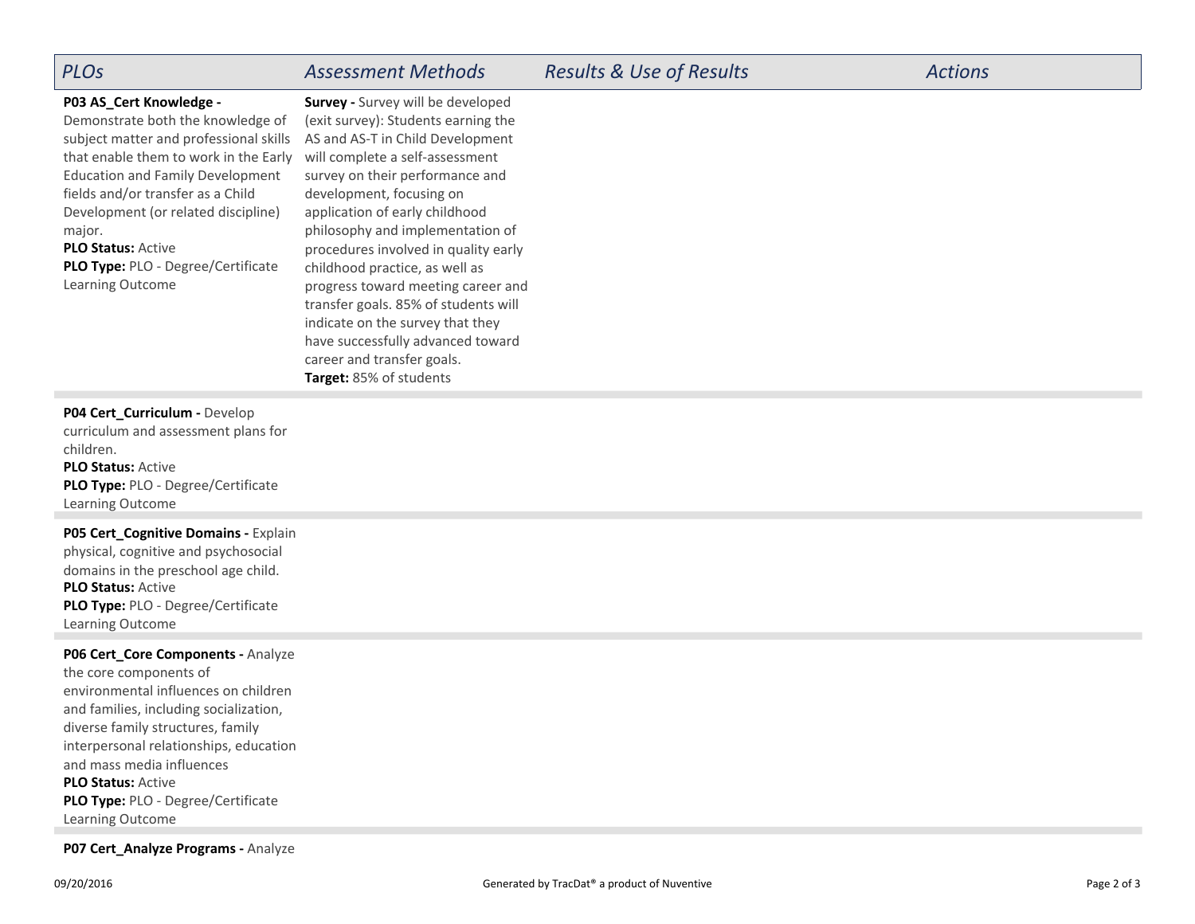| PLOs | Assessment Methods | Results & Use of Results | Actions |
| --- | --- | --- | --- |
| **P03 AS_Cert Knowledge -** Demonstrate both the knowledge of subject matter and professional skills that enable them to work in the Early Education and Family Development fields and/or transfer as a Child Development (or related discipline) major.<br>**PLO Status:** Active<br>**PLO Type:** PLO - Degree/Certificate Learning Outcome | **Survey -** Survey will be developed (exit survey): Students earning the AS and AS-T in Child Development will complete a self-assessment survey on their performance and development, focusing on application of early childhood philosophy and implementation of procedures involved in quality early childhood practice, as well as progress toward meeting career and transfer goals. 85% of students will indicate on the survey that they have successfully advanced toward career and transfer goals.<br>**Target:** 85% of students | | |
| **P04 Cert_Curriculum -** Develop curriculum and assessment plans for children.<br>**PLO Status:** Active<br>**PLO Type:** PLO - Degree/Certificate Learning Outcome | | | |
| **P05 Cert_Cognitive Domains -** Explain physical, cognitive and psychosocial domains in the preschool age child.<br>**PLO Status:** Active<br>**PLO Type:** PLO - Degree/Certificate Learning Outcome | | | |
| **P06 Cert_Core Components -** Analyze the core components of environmental influences on children and families, including socialization, diverse family structures, family interpersonal relationships, education and mass media influences<br>**PLO Status:** Active<br>**PLO Type:** PLO - Degree/Certificate Learning Outcome | | | |
| **P07 Cert_Analyze Programs -** Analyze | | | |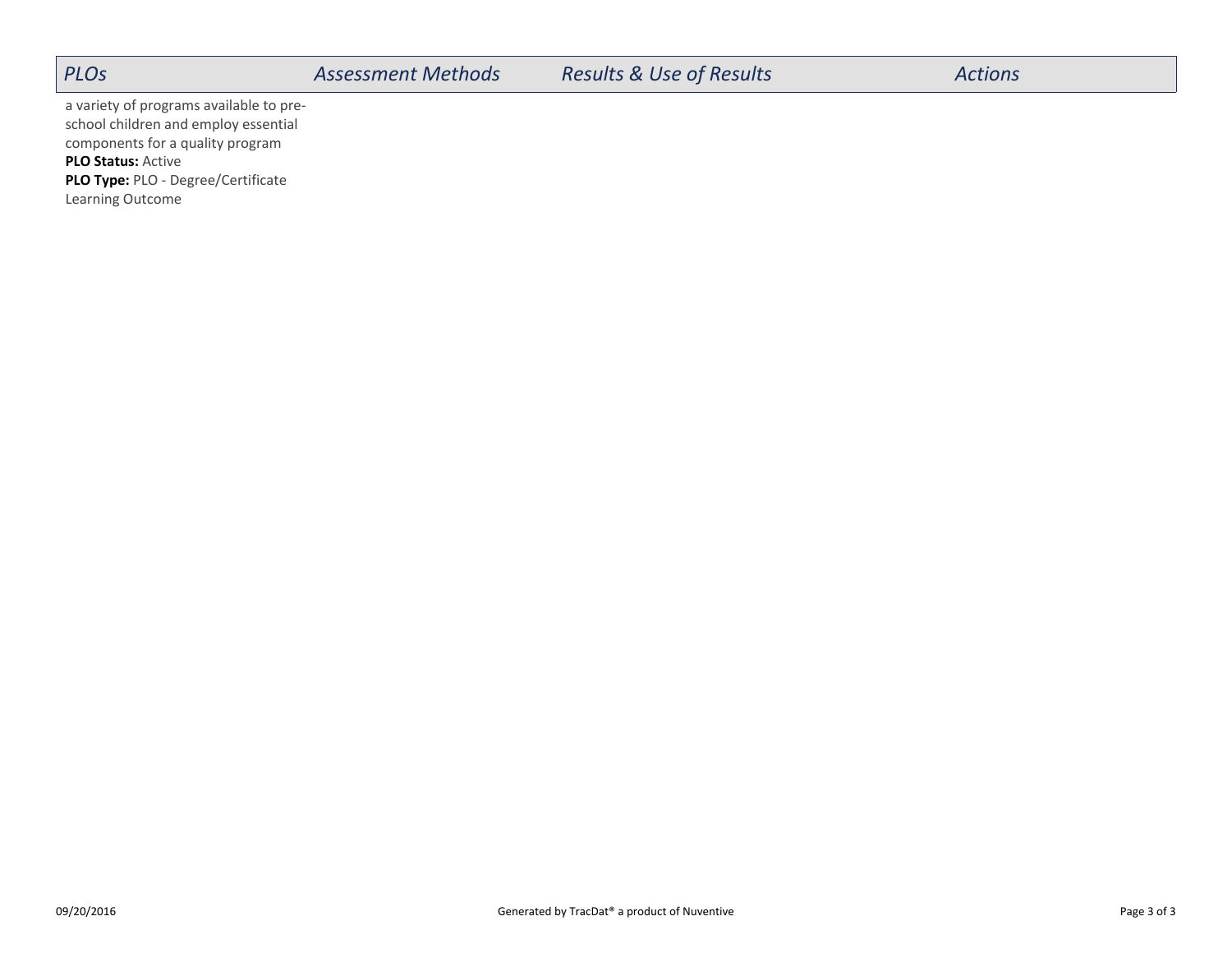| PLOs | Assessment Methods | Results & Use of Results | Actions |
| --- | --- | --- | --- |
| a variety of programs available to pre-school children and employ essential components for a quality program<br>**PLO Status:** Active<br>**PLO Type:** PLO - Degree/Certificate Learning Outcome | | | |